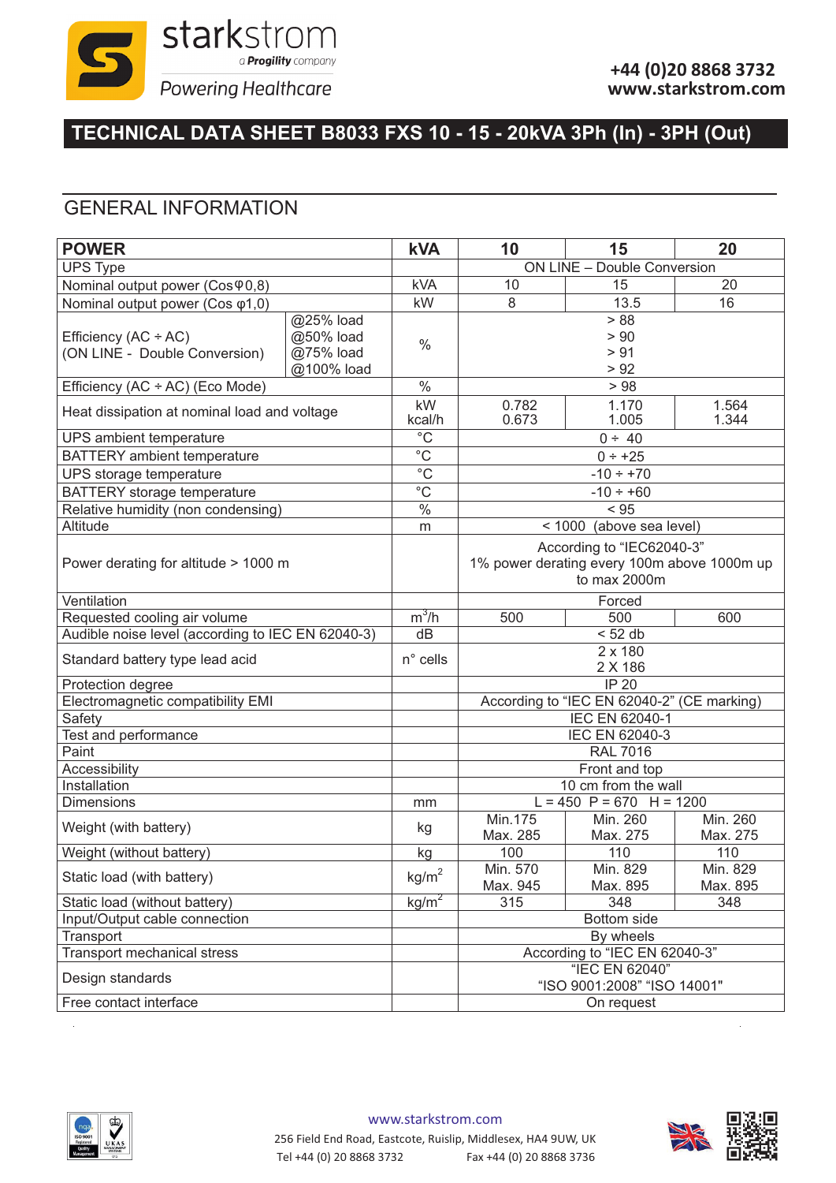starkstrom
a Progility company
Powering Healthcare

+44 (0)20 8868 3732
www.starkstrom.com

# TECHNICAL DATA SHEET B8033 FXS 10 - 15 - 20kVA 3Ph (In) - 3PH (Out)

## GENERAL INFORMATION

| **POWER** | | **kVA** | **10** | **15** | **20** |
|---|---|---|---|---|---|
| UPS Type | | | ON LINE – Double Conversion | | |
| Nominal output power (CosΦ0,8) | | kVA | 10 | 15 | 20 |
| Nominal output power (Cos φ1,0) | | kW | 8 | 13.5 | 16 |
| Efficiency (AC ÷ AC) (ON LINE - Double Conversion) | @25% load<br>@50% load<br>@75% load<br>@100% load | % | > 88<br>> 90<br>> 91<br>> 92 | | |
| Efficiency (AC ÷ AC) (Eco Mode) | | % | > 98 | | |
| Heat dissipation at nominal load and voltage | | kW<br>kcal/h | 0.782<br>0.673 | 1.170<br>1.005 | 1.564<br>1.344 |
| UPS ambient temperature | | °C | 0 ÷ 40 | | |
| BATTERY ambient temperature | | °C | 0 ÷ +25 | | |
| UPS storage temperature | | °C | -10 ÷ +70 | | |
| BATTERY storage temperature | | °C | -10 ÷ +60 | | |
| Relative humidity (non condensing) | | % | < 95 | | |
| Altitude | | m | < 1000 (above sea level) | | |
| Power derating for altitude > 1000 m | | | According to "IEC62040-3" 1% power derating every 100m above 1000m up to max 2000m | | |
| Ventilation | | | Forced | | |
| Requested cooling air volume | | $m^3/h$ | 500 | 500 | 600 |
| Audible noise level (according to IEC EN 62040-3) | | dB | < 52 db | | |
| Standard battery type lead acid | | n° cells | 2 x 180<br>2 X 186 | | |
| Protection degree | | | IP 20 | | |
| Electromagnetic compatibility EMI | | | According to "IEC EN 62040-2" (CE marking) | | |
| Safety | | | IEC EN 62040-1 | | |
| Test and performance | | | IEC EN 62040-3 | | |
| Paint | | | RAL 7016 | | |
| Accessibility | | | Front and top | | |
| Installation | | | 10 cm from the wall | | |
| Dimensions | | mm | L = 450 P = 670 H = 1200 | | |
| Weight (with battery) | | kg | Min.175<br>Max. 285 | Min. 260<br>Max. 275 | Min. 260<br>Max. 275 |
| Weight (without battery) | | kg | 100 | 110 | 110 |
| Static load (with battery) | | $kg/m^2$ | Min. 570<br>Max. 945 | Min. 829<br>Max. 895 | Min. 829<br>Max. 895 |
| Static load (without battery) | | $kg/m^2$ | 315 | 348 | 348 |
| Input/Output cable connection | | | Bottom side | | |
| Transport | | | By wheels | | |
| Transport mechanical stress | | | According to "IEC EN 62040-3" | | |
| Design standards | | | "IEC EN 62040"<br>"ISO 9001:2008" "ISO 14001" | | |
| Free contact interface | | | On request | | |

www.starkstrom.com
256 Field End Road, Eastcote, Ruislip, Middlesex, HA4 9UW, UK
Tel +44 (0) 20 8868 3732 Fax +44 (0) 20 8868 3736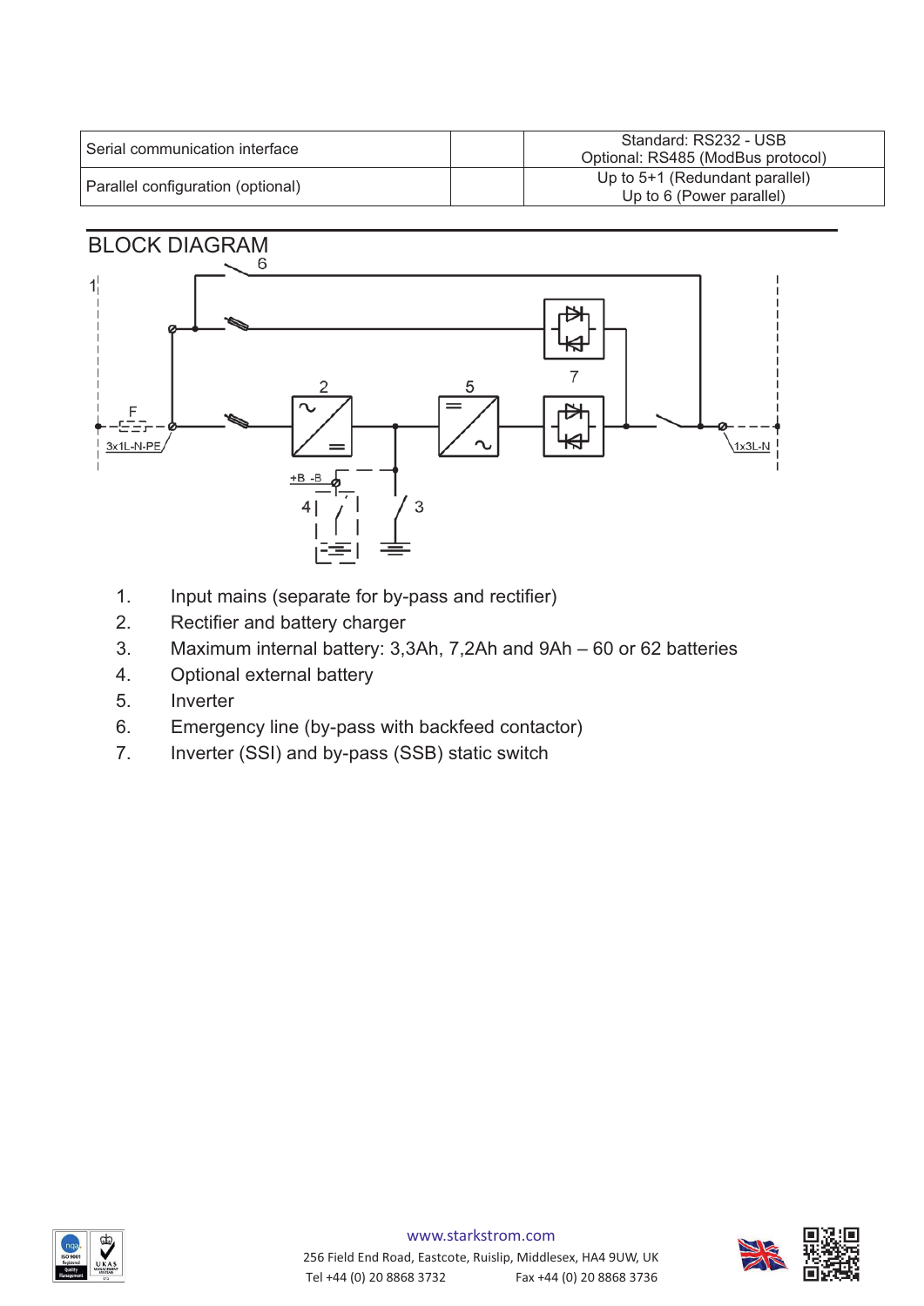| Serial communication interface | | Standard: RS232 - USB<br>Optional: RS485 (ModBus protocol) |
|---|---|---|
| Parallel configuration (optional) | | Up to 5+1 (Redundant parallel)<br>Up to 6 (Power parallel) |

## BLOCK DIAGRAM

1. Input mains (separate for by-pass and rectifier)
2. Rectifier and battery charger
3. Maximum internal battery: 3,3Ah, 7,2Ah and 9Ah – 60 or 62 batteries
4. Optional external battery
5. Inverter
6. Emergency line (by-pass with backfeed contactor)
7. Inverter (SSI) and by-pass (SSB) static switch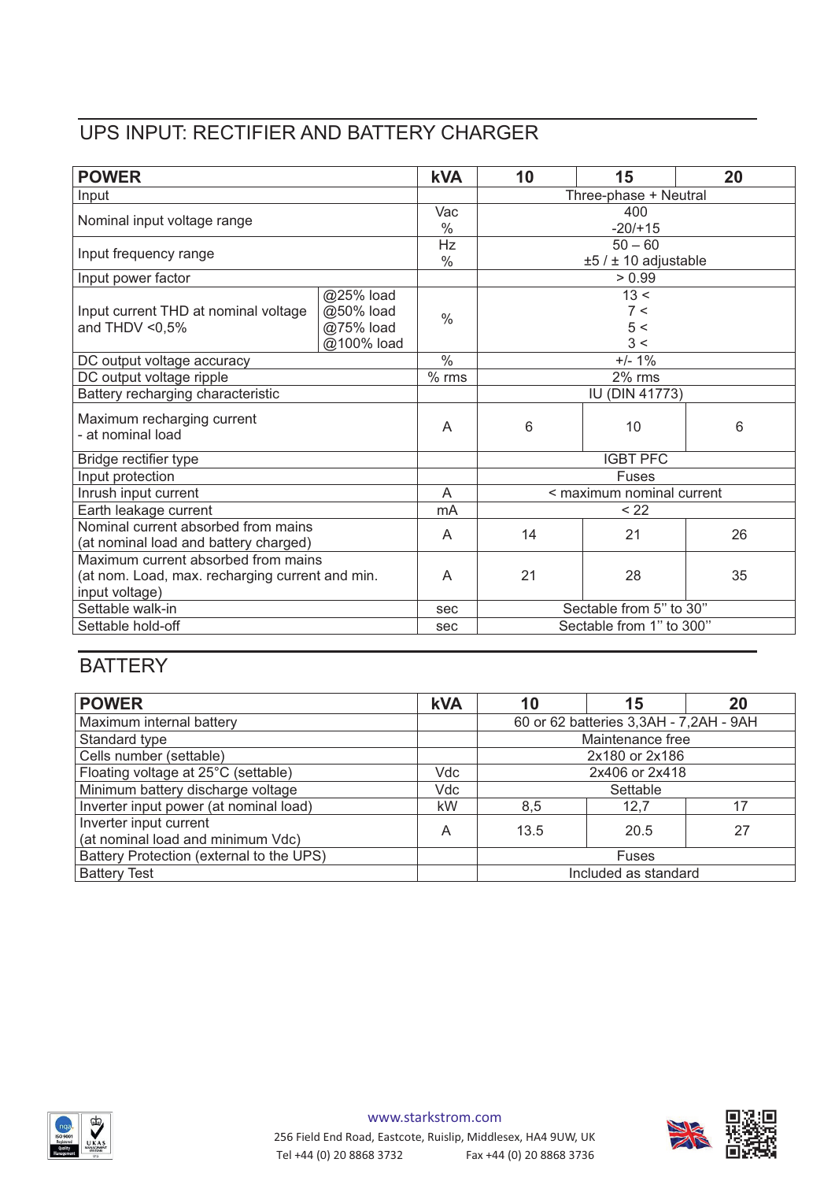## UPS INPUT: RECTIFIER AND BATTERY CHARGER

| POWER | | kVA | 10 | 15 | 20 |
|---|---|---|---|---|---|
| Input | | | Three-phase + Neutral | | |
| Nominal input voltage range | | Vac<br>% | 400<br>-20/+15 | | |
| Input frequency range | | Hz<br>% | 50 – 60<br>±5 / ± 10 adjustable | | |
| Input power factor | | | > 0.99 | | |
| Input current THD at nominal voltage and THDV <0,5% | @25% load<br>@50% load<br>@75% load<br>@100% load | % | 13 <<br>7 <<br>5 <<br>3 < | | |
| DC output voltage accuracy | | % | +/- 1% | | |
| DC output voltage ripple | | % rms | 2% rms | | |
| Battery recharging characteristic | | | IU (DIN 41773) | | |
| Maximum recharging current<br>- at nominal load | | A | 6 | 10 | 6 |
| Bridge rectifier type | | | IGBT PFC | | |
| Input protection | | | Fuses | | |
| Inrush input current | | A | < maximum nominal current | | |
| Earth leakage current | | mA | < 22 | | |
| Nominal current absorbed from mains (at nominal load and battery charged) | | A | 14 | 21 | 26 |
| Maximum current absorbed from mains (at nom. Load, max. recharging current and min. input voltage) | | A | 21 | 28 | 35 |
| Settable walk-in | | sec | Sectable from 5" to 30" | | |
| Settable hold-off | | sec | Sectable from 1" to 300" | | |

## BATTERY

| POWER | kVA | 10 | 15 | 20 |
|---|---|---|---|---|
| Maximum internal battery | | 60 or 62 batteries 3,3AH - 7,2AH - 9AH | | |
| Standard type | | Maintenance free | | |
| Cells number (settable) | | 2x180 or 2x186 | | |
| Floating voltage at 25°C (settable) | Vdc | 2x406 or 2x418 | | |
| Minimum battery discharge voltage | Vdc | Settable | | |
| Inverter input power (at nominal load) | kW | 8,5 | 12,7 | 17 |
| Inverter input current (at nominal load and minimum Vdc) | A | 13.5 | 20.5 | 27 |
| Battery Protection (external to the UPS) | | Fuses | | |
| Battery Test | | Included as standard | | |

www.starkstrom.com

256 Field End Road, Eastcote, Ruislip, Middlesex, HA4 9UW, UK

Tel +44 (0) 20 8868 3732 Fax +44 (0) 20 8868 3736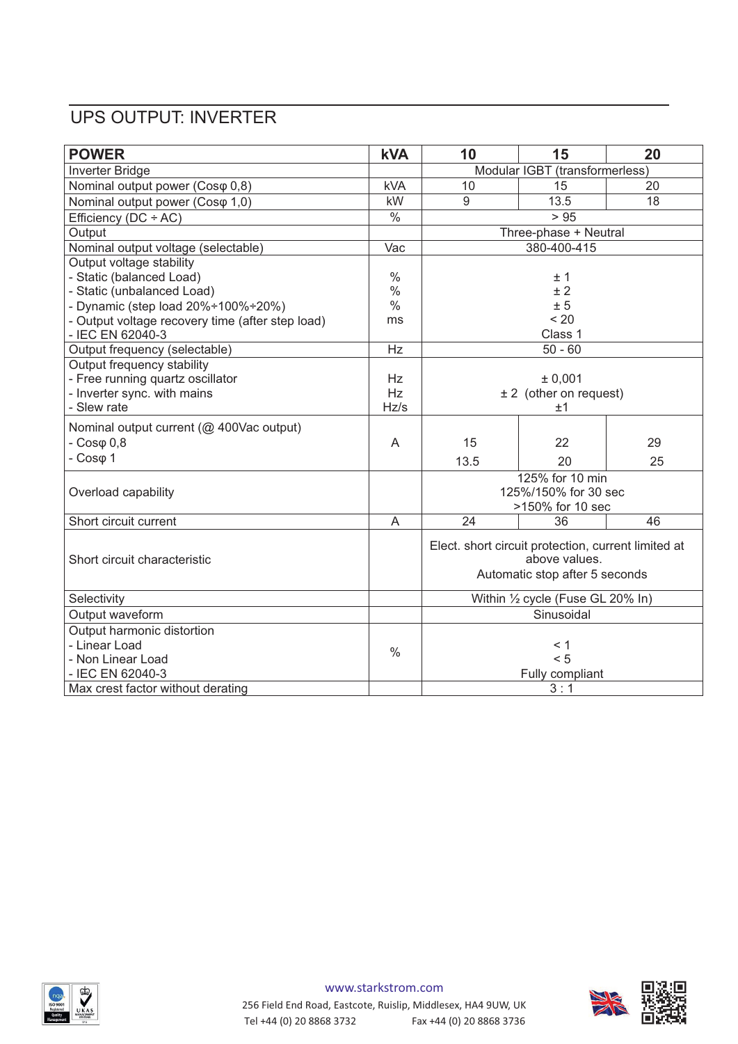## UPS OUTPUT: INVERTER

| **POWER** | **kVA** | **10** | **15** | **20** |
|---|---|---|---|---|
| Inverter Bridge | | Modular IGBT (transformerless) | | |
| Nominal output power (Cosφ 0,8) | kVA | 10 | 15 | 20 |
| Nominal output power (Cosφ 1,0) | kW | 9 | 13.5 | 18 |
| Efficiency (DC ÷ AC) | % | > 95 | | |
| Output | | Three-phase + Neutral | | |
| Nominal output voltage (selectable) | Vac | 380-400-415 | | |
| Output voltage stability<br>- Static (balanced Load)<br>- Static (unbalanced Load)<br>- Dynamic (step load 20%÷100%÷20%)<br>- Output voltage recovery time (after step load)<br>- IEC EN 62040-3 | <br>%<br>%<br>%<br>ms | <br>± 1<br>± 2<br>± 5<br>< 20<br>Class 1 | | |
| Output frequency (selectable) | Hz | 50 - 60 | | |
| Output frequency stability<br>- Free running quartz oscillator<br>- Inverter sync. with mains<br>- Slew rate | <br>Hz<br>Hz<br>Hz/s | <br>± 0,001<br>± 2 (other on request)<br>±1 | | |
| Nominal output current (@ 400Vac output)<br>- Cosφ 0,8<br>- Cosφ 1 | A | <br>15<br>13.5 | <br>22<br>20 | <br>29<br>25 |
| Overload capability | | 125% for 10 min<br>125%/150% for 30 sec<br>>150% for 10 sec | | |
| Short circuit current | A | 24 | 36 | 46 |
| Short circuit characteristic | | Elect. short circuit protection, current limited at above values.<br>Automatic stop after 5 seconds | | |
| Selectivity | | Within ½ cycle (Fuse GL 20% In) | | |
| Output waveform | | Sinusoidal | | |
| Output harmonic distortion<br>- Linear Load<br>- Non Linear Load<br>- IEC EN 62040-3 | % | <br>< 1<br>< 5<br>Fully compliant | | |
| Max crest factor without derating | | 3 : 1 | | |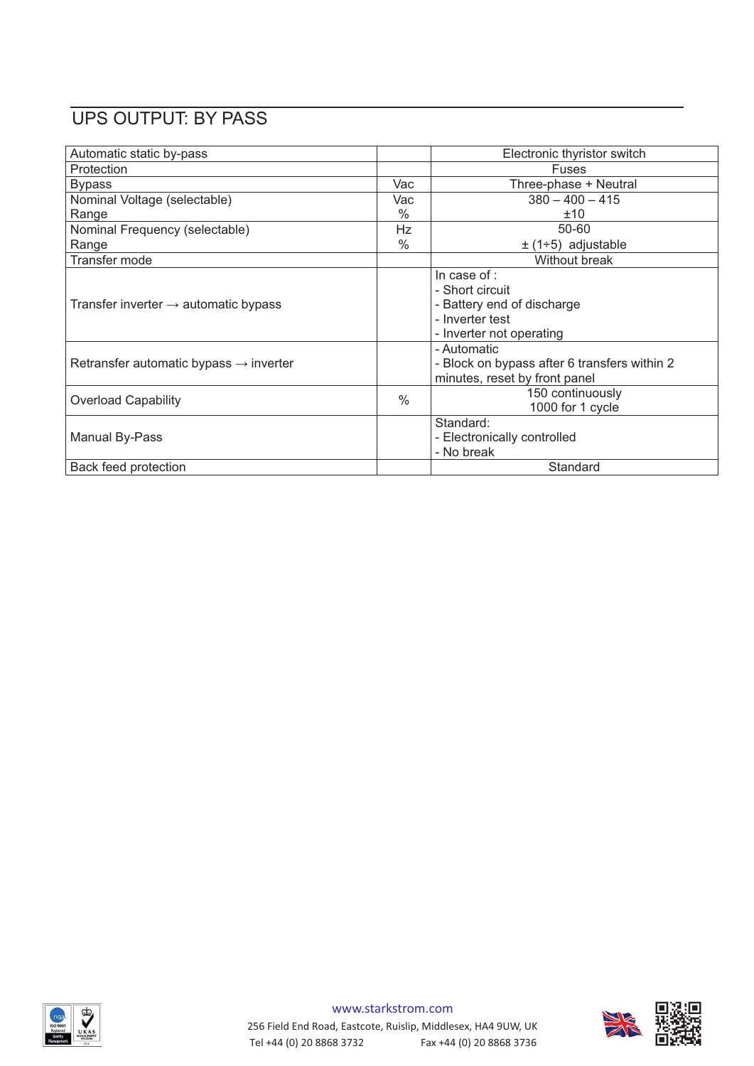## UPS OUTPUT: BY PASS

| | | |
|---|---|---|
| Automatic static by-pass | | Electronic thyristor switch |
| Protection | | Fuses |
| Bypass | Vac | Three-phase + Neutral |
| Nominal Voltage (selectable)<br>Range | Vac<br>% | 380 – 400 – 415<br>±10 |
| Nominal Frequency (selectable)<br>Range | Hz<br>% | 50-60<br>± (1÷5) adjustable |
| Transfer mode | | Without break |
| Transfer inverter → automatic bypass | | In case of :<br>- Short circuit<br>- Battery end of discharge<br>- Inverter test<br>- Inverter not operating |
| Retransfer automatic bypass → inverter | | - Automatic<br>- Block on bypass after 6 transfers within 2 minutes, reset by front panel |
| Overload Capability | % | 150 continuously<br>1000 for 1 cycle |
| Manual By-Pass | | Standard:<br>- Electronically controlled<br>- No break |
| Back feed protection | | Standard |

www.starkstrom.com
256 Field End Road, Eastcote, Ruislip, Middlesex, HA4 9UW, UK
Tel +44 (0) 20 8868 3732 Fax +44 (0) 20 8868 3736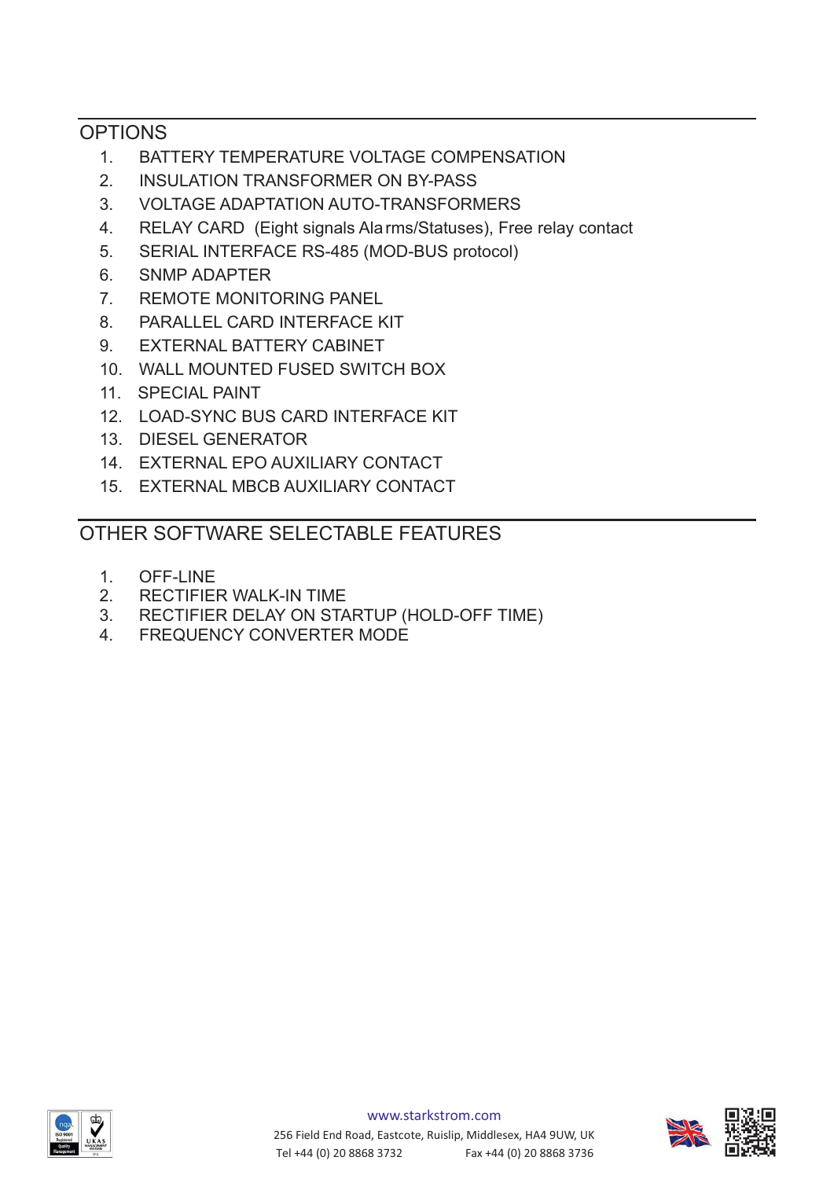## OPTIONS

1. BATTERY TEMPERATURE VOLTAGE COMPENSATION
2. INSULATION TRANSFORMER ON BY-PASS
3. VOLTAGE ADAPTATION AUTO-TRANSFORMERS
4. RELAY CARD (Eight signals Alarms/Statuses), Free relay contact
5. SERIAL INTERFACE RS-485 (MOD-BUS protocol)
6. SNMP ADAPTER
7. REMOTE MONITORING PANEL
8. PARALLEL CARD INTERFACE KIT
9. EXTERNAL BATTERY CABINET
10. WALL MOUNTED FUSED SWITCH BOX
11. SPECIAL PAINT
12. LOAD-SYNC BUS CARD INTERFACE KIT
13. DIESEL GENERATOR
14. EXTERNAL EPO AUXILIARY CONTACT
15. EXTERNAL MBCB AUXILIARY CONTACT

## OTHER SOFTWARE SELECTABLE FEATURES

1. OFF-LINE
2. RECTIFIER WALK-IN TIME
3. RECTIFIER DELAY ON STARTUP (HOLD-OFF TIME)
4. FREQUENCY CONVERTER MODE